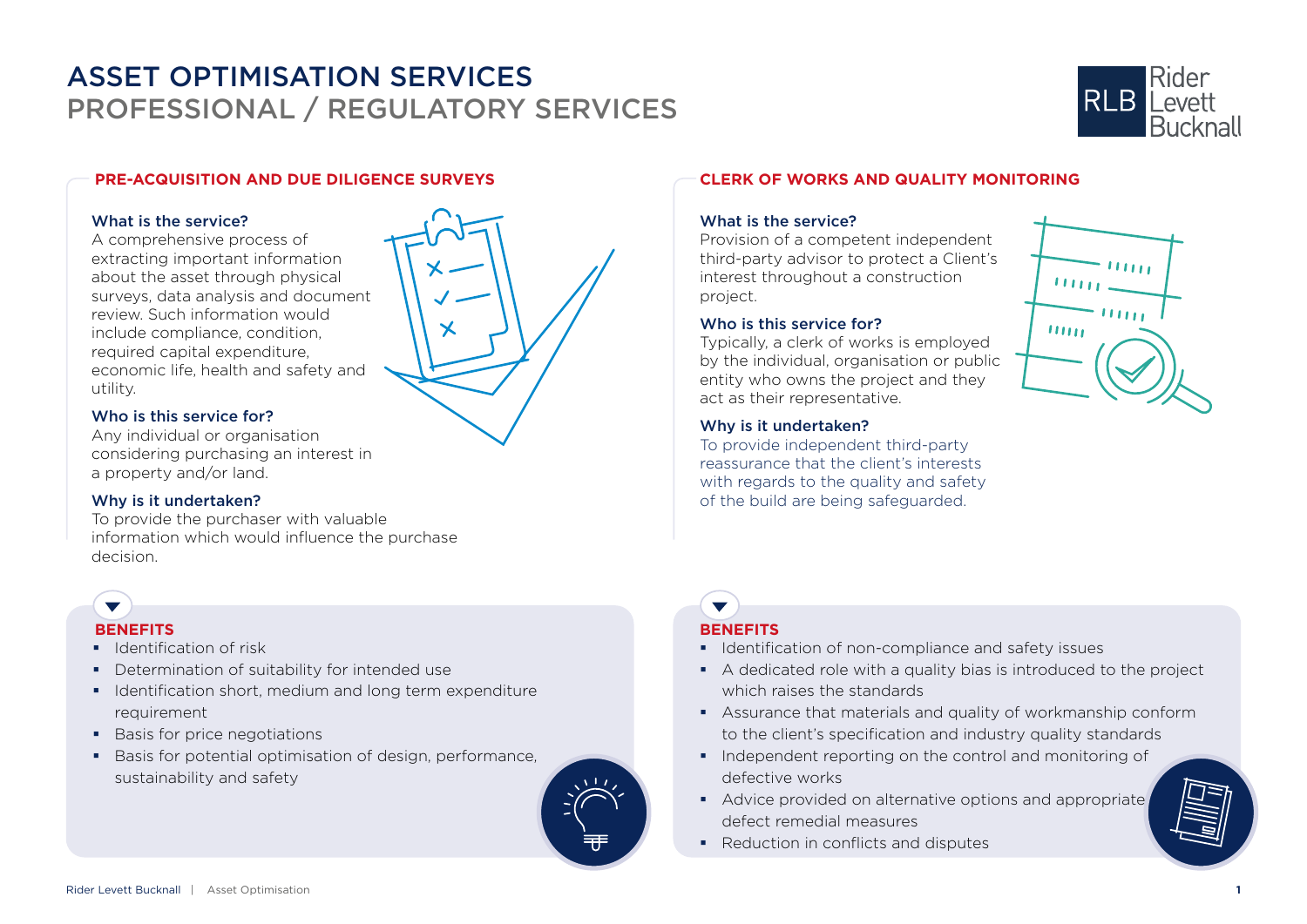# ASSET OPTIMISATION SERVICES
## PROFESSIONAL / REGULATORY SERVICES

### PRE-ACQUISITION AND DUE DILIGENCE SURVEYS

**What is the service?**
A comprehensive process of extracting important information about the asset through physical surveys, data analysis and document review. Such information would include compliance, condition, required capital expenditure, economic life, health and safety and utility.

**Who is this service for?**
Any individual or organisation considering purchasing an interest in a property and/or land.

**Why is it undertaken?**
To provide the purchaser with valuable information which would influence the purchase decision.

**BENEFITS**

- Identification of risk
- Determination of suitability for intended use
- Identification short, medium and long term expenditure requirement
- Basis for price negotiations
- Basis for potential optimisation of design, performance, sustainability and safety

### CLERK OF WORKS AND QUALITY MONITORING

**What is the service?**
Provision of a competent independent third-party advisor to protect a Client's interest throughout a construction project.

**Who is this service for?**
Typically, a clerk of works is employed by the individual, organisation or public entity who owns the project and they act as their representative.

**Why is it undertaken?**
To provide independent third-party reassurance that the client's interests with regards to the quality and safety of the build are being safeguarded.

**BENEFITS**

- Identification of non-compliance and safety issues
- A dedicated role with a quality bias is introduced to the project which raises the standards
- Assurance that materials and quality of workmanship conform to the client's specification and industry quality standards
- Independent reporting on the control and monitoring of defective works
- Advice provided on alternative options and appropriate defect remedial measures
- Reduction in conflicts and disputes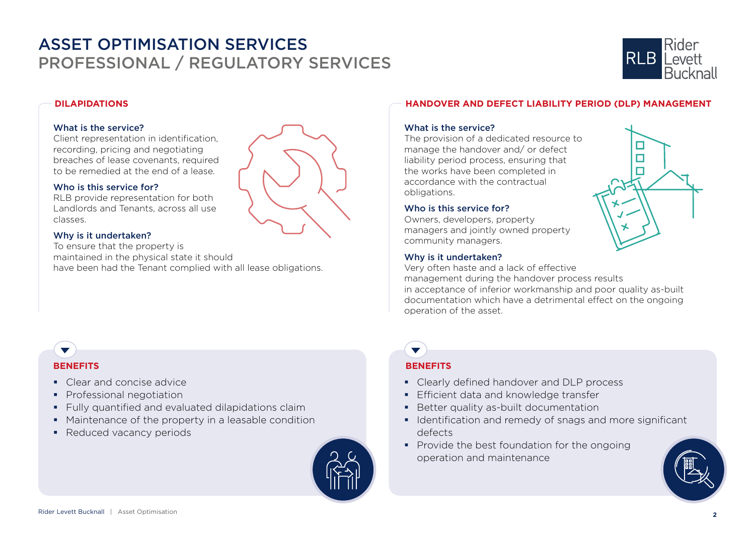# ASSET OPTIMISATION SERVICES
## PROFESSIONAL / REGULATORY SERVICES

### DILAPIDATIONS

**What is the service?**
Client representation in identification, recording, pricing and negotiating breaches of lease covenants, required to be remedied at the end of a lease.

**Who is this service for?**
RLB provide representation for both Landlords and Tenants, across all use classes.

**Why is it undertaken?**
To ensure that the property is maintained in the physical state it should have been had the Tenant complied with all lease obligations.

#### BENEFITS

- Clear and concise advice
- Professional negotiation
- Fully quantified and evaluated dilapidations claim
- Maintenance of the property in a leasable condition
- Reduced vacancy periods

### HANDOVER AND DEFECT LIABILITY PERIOD (DLP) MANAGEMENT

**What is the service?**
The provision of a dedicated resource to manage the handover and/ or defect liability period process, ensuring that the works have been completed in accordance with the contractual obligations.

**Who is this service for?**
Owners, developers, property managers and jointly owned property community managers.

**Why is it undertaken?**
Very often haste and a lack of effective management during the handover process results in acceptance of inferior workmanship and poor quality as-built documentation which have a detrimental effect on the ongoing operation of the asset.

#### BENEFITS

- Clearly defined handover and DLP process
- Efficient data and knowledge transfer
- Better quality as-built documentation
- Identification and remedy of snags and more significant defects
- Provide the best foundation for the ongoing operation and maintenance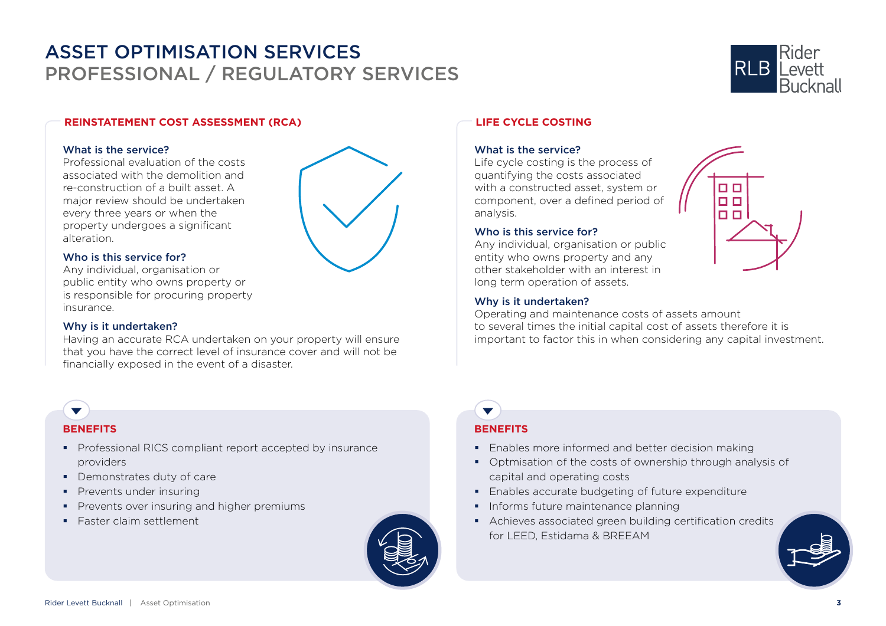# ASSET OPTIMISATION SERVICES
## PROFESSIONAL / REGULATORY SERVICES

### REINSTATEMENT COST ASSESSMENT (RCA)

**What is the service?**
Professional evaluation of the costs associated with the demolition and re-construction of a built asset. A major review should be undertaken every three years or when the property undergoes a significant alteration.

**Who is this service for?**
Any individual, organisation or public entity who owns property or is responsible for procuring property insurance.

**Why is it undertaken?**
Having an accurate RCA undertaken on your property will ensure that you have the correct level of insurance cover and will not be financially exposed in the event of a disaster.

#### BENEFITS

- Professional RICS compliant report accepted by insurance providers
- Demonstrates duty of care
- Prevents under insuring
- Prevents over insuring and higher premiums
- Faster claim settlement

### LIFE CYCLE COSTING

**What is the service?**
Life cycle costing is the process of quantifying the costs associated with a constructed asset, system or component, over a defined period of analysis.

**Who is this service for?**
Any individual, organisation or public entity who owns property and any other stakeholder with an interest in long term operation of assets.

**Why is it undertaken?**
Operating and maintenance costs of assets amount to several times the initial capital cost of assets therefore it is important to factor this in when considering any capital investment.

#### BENEFITS

- Enables more informed and better decision making
- Optmisation of the costs of ownership through analysis of capital and operating costs
- Enables accurate budgeting of future expenditure
- Informs future maintenance planning
- Achieves associated green building certification credits for LEED, Estidama & BREEAM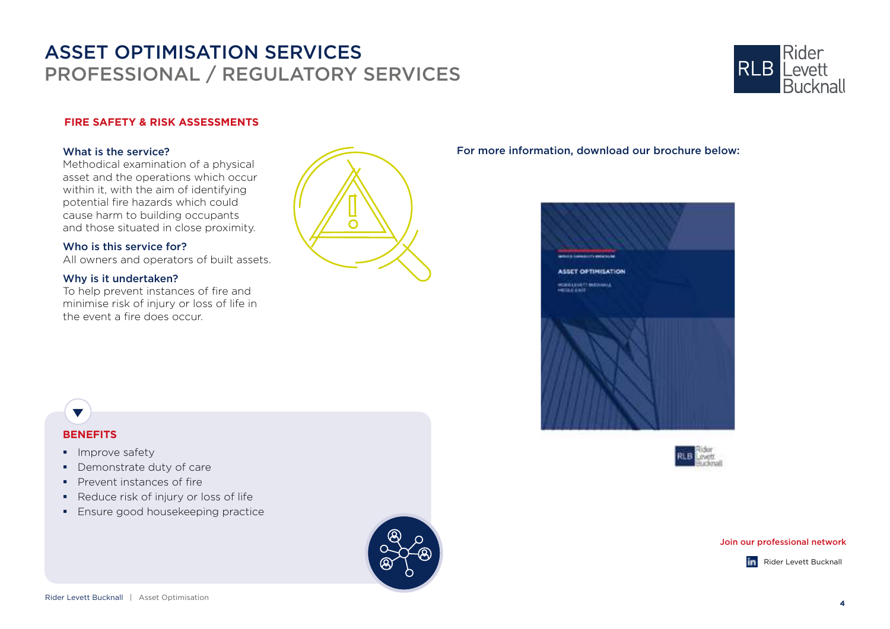# ASSET OPTIMISATION SERVICES
## PROFESSIONAL / REGULATORY SERVICES

### FIRE SAFETY & RISK ASSESSMENTS

**What is the service?**
Methodical examination of a physical asset and the operations which occur within it, with the aim of identifying potential fire hazards which could cause harm to building occupants and those situated in close proximity.

**Who is this service for?**
All owners and operators of built assets.

**Why is it undertaken?**
To help prevent instances of fire and minimise risk of injury or loss of life in the event a fire does occur.

### BENEFITS

- Improve safety
- Demonstrate duty of care
- Prevent instances of fire
- Reduce risk of injury or loss of life
- Ensure good housekeeping practice

For more information, download our brochure below:

Join our professional network

Rider Levett Bucknall